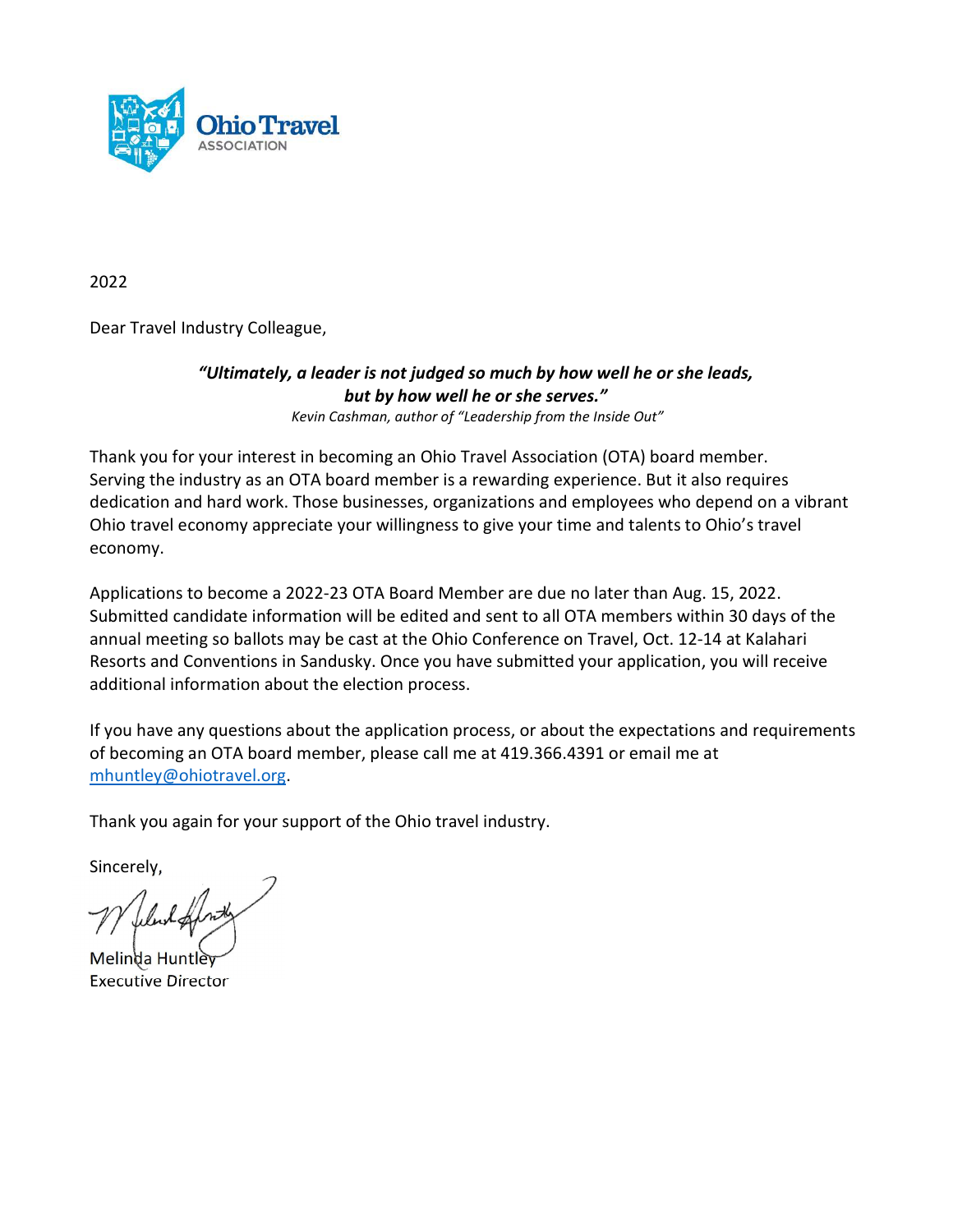Ohio Travel ASSOCIATION

2022

Dear Travel Industry Colleague,

***"Ultimately, a leader is not judged so much by how well he or she leads, but by how well he or she serves."***
*Kevin Cashman, author of "Leadership from the Inside Out"*

Thank you for your interest in becoming an Ohio Travel Association (OTA) board member. Serving the industry as an OTA board member is a rewarding experience. But it also requires dedication and hard work. Those businesses, organizations and employees who depend on a vibrant Ohio travel economy appreciate your willingness to give your time and talents to Ohio's travel economy.

Applications to become a 2022-23 OTA Board Member are due no later than Aug. 15, 2022. Submitted candidate information will be edited and sent to all OTA members within 30 days of the annual meeting so ballots may be cast at the Ohio Conference on Travel, Oct. 12-14 at Kalahari Resorts and Conventions in Sandusky. Once you have submitted your application, you will receive additional information about the election process.

If you have any questions about the application process, or about the expectations and requirements of becoming an OTA board member, please call me at 419.366.4391 or email me at [mhuntley@ohiotravel.org](mailto:mhuntley@ohiotravel.org).

Thank you again for your support of the Ohio travel industry.

Sincerely,

Melinda Huntley
Executive Director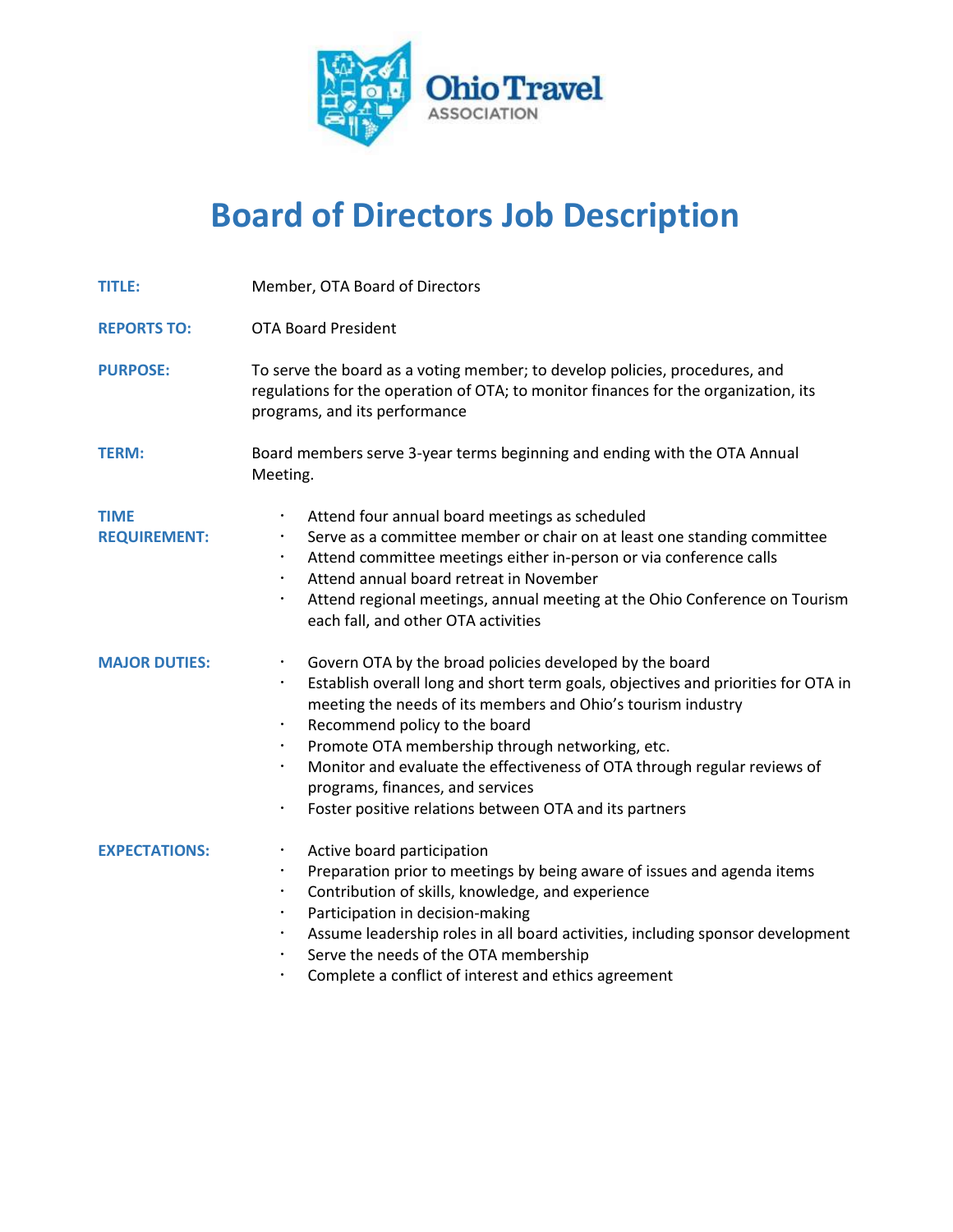Ohio Travel ASSOCIATION

# Board of Directors Job Description

**TITLE:** Member, OTA Board of Directors

**REPORTS TO:** OTA Board President

**PURPOSE:** To serve the board as a voting member; to develop policies, procedures, and regulations for the operation of OTA; to monitor finances for the organization, its programs, and its performance

**TERM:** Board members serve 3-year terms beginning and ending with the OTA Annual Meeting.

**TIME REQUIREMENT:**

- Attend four annual board meetings as scheduled
- Serve as a committee member or chair on at least one standing committee
- Attend committee meetings either in-person or via conference calls
- Attend annual board retreat in November
- Attend regional meetings, annual meeting at the Ohio Conference on Tourism each fall, and other OTA activities

**MAJOR DUTIES:**

- Govern OTA by the broad policies developed by the board
- Establish overall long and short term goals, objectives and priorities for OTA in meeting the needs of its members and Ohio's tourism industry
- Recommend policy to the board
- Promote OTA membership through networking, etc.
- Monitor and evaluate the effectiveness of OTA through regular reviews of programs, finances, and services
- Foster positive relations between OTA and its partners

**EXPECTATIONS:**

- Active board participation
- Preparation prior to meetings by being aware of issues and agenda items
- Contribution of skills, knowledge, and experience
- Participation in decision-making
- Assume leadership roles in all board activities, including sponsor development
- Serve the needs of the OTA membership
- Complete a conflict of interest and ethics agreement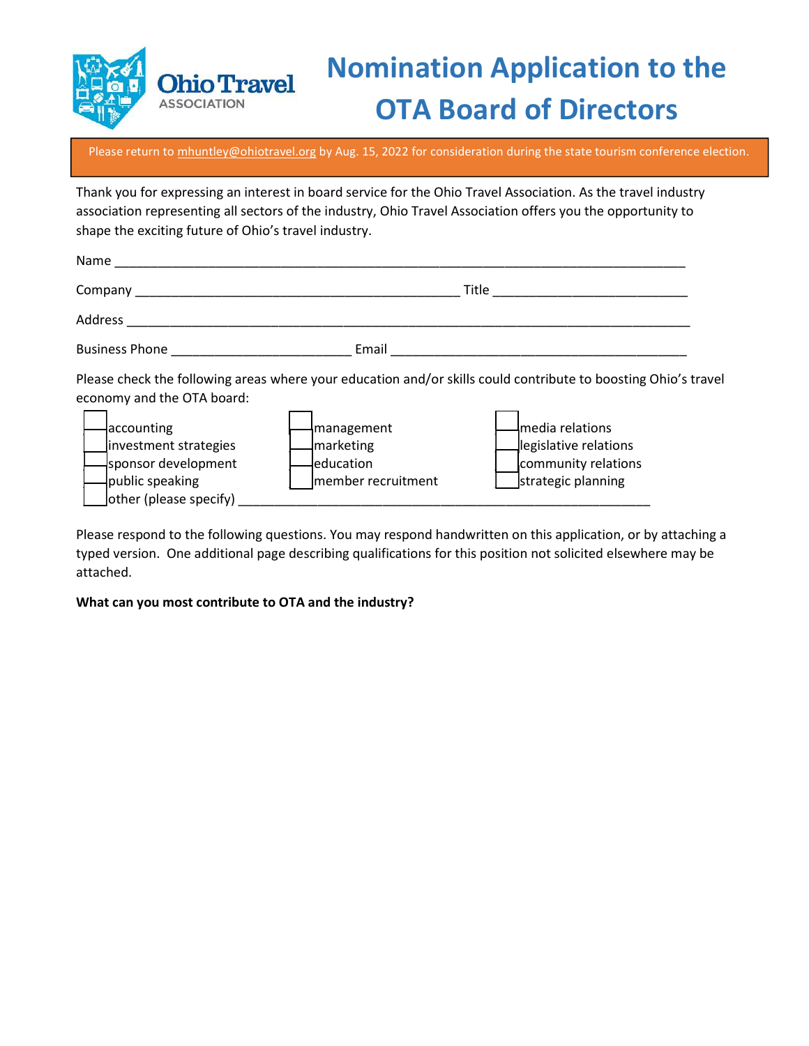# Nomination Application to the OTA Board of Directors

Please return to mhuntley@ohiotravel.org by Aug. 15, 2022 for consideration during the state tourism conference election.

Thank you for expressing an interest in board service for the Ohio Travel Association. As the travel industry association representing all sectors of the industry, Ohio Travel Association offers you the opportunity to shape the exciting future of Ohio's travel industry.

Name ___________________________________________________________________________

Company ___________________________________________ Title _________________________

Address __________________________________________________________________________

Business Phone _______________________ Email _______________________________________

Please check the following areas where your education and/or skills could contribute to boosting Ohio's travel economy and the OTA board:

- [ ] accounting
- [ ] investment strategies
- [ ] sponsor development
- [ ] public speaking
- [ ] management
- [ ] marketing
- [ ] education
- [ ] member recruitment
- [ ] media relations
- [ ] legislative relations
- [ ] community relations
- [ ] strategic planning
- [ ] other (please specify) _____________________________________________________

Please respond to the following questions. You may respond handwritten on this application, or by attaching a typed version. One additional page describing qualifications for this position not solicited elsewhere may be attached.

**What can you most contribute to OTA and the industry?**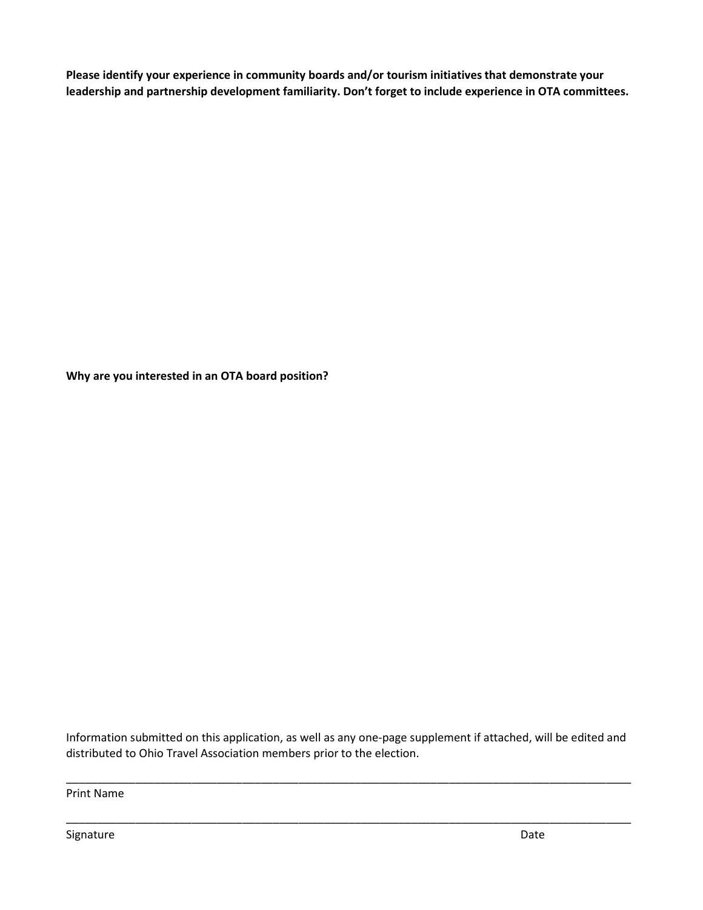**Please identify your experience in community boards and/or tourism initiatives that demonstrate your leadership and partnership development familiarity. Don't forget to include experience in OTA committees.**

**Why are you interested in an OTA board position?**

Information submitted on this application, as well as any one-page supplement if attached, will be edited and distributed to Ohio Travel Association members prior to the election.

\_\_\_\_\_\_\_\_\_\_\_\_\_\_\_\_\_\_\_\_\_\_\_\_\_\_\_\_\_\_\_\_\_\_\_\_\_\_\_\_\_\_\_\_\_\_\_\_\_\_\_\_\_\_\_\_\_\_\_\_\_\_\_\_\_\_\_\_\_\_\_\_\_\_\_\_\_\_

Print Name

\_\_\_\_\_\_\_\_\_\_\_\_\_\_\_\_\_\_\_\_\_\_\_\_\_\_\_\_\_\_\_\_\_\_\_\_\_\_\_\_\_\_\_\_\_\_\_\_\_\_\_\_\_\_\_\_\_\_\_\_\_\_\_\_\_\_\_\_\_\_\_\_\_\_\_\_\_\_

Signature Date